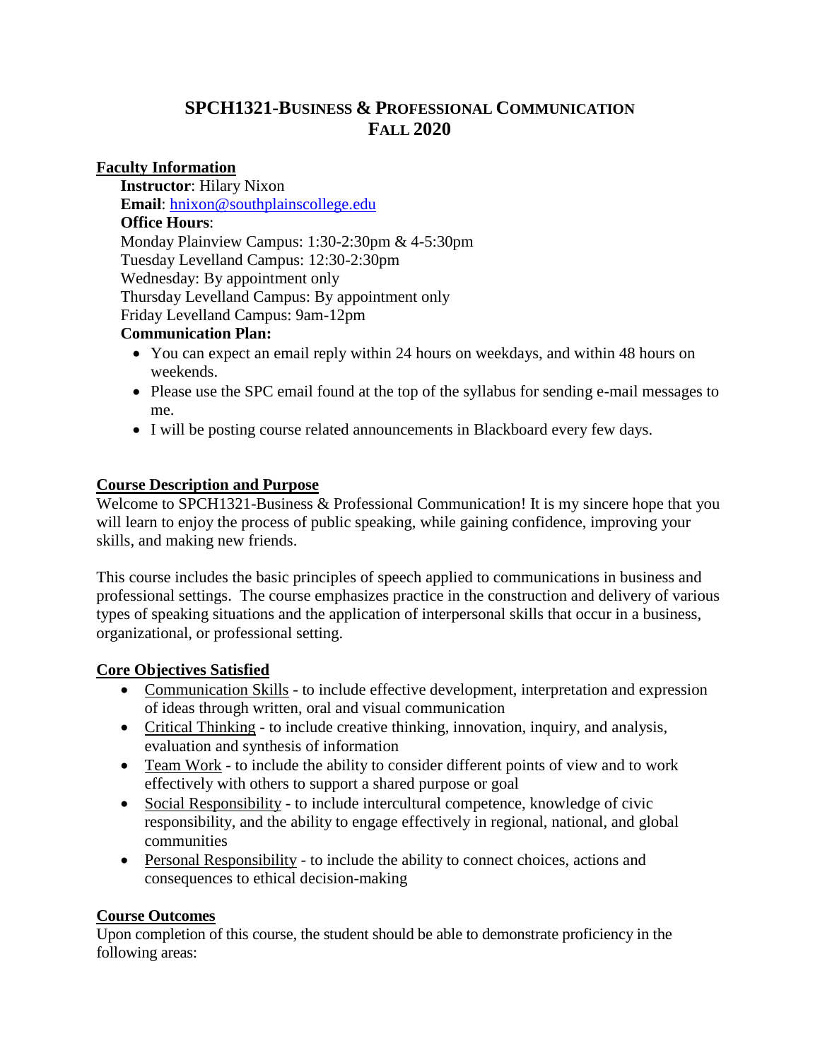# SPCH1321-BUSINESS & PROFESSIONAL COMMUNICATION
# FALL 2020

## Faculty Information

**Instructor**: Hilary Nixon
**Email**: hnixon@southplainscollege.edu
**Office Hours**:
Monday Plainview Campus: 1:30-2:30pm & 4-5:30pm
Tuesday Levelland Campus: 12:30-2:30pm
Wednesday: By appointment only
Thursday Levelland Campus: By appointment only
Friday Levelland Campus: 9am-12pm
**Communication Plan:**

- You can expect an email reply within 24 hours on weekdays, and within 48 hours on weekends.
- Please use the SPC email found at the top of the syllabus for sending e-mail messages to me.
- I will be posting course related announcements in Blackboard every few days.

## Course Description and Purpose

Welcome to SPCH1321-Business & Professional Communication! It is my sincere hope that you will learn to enjoy the process of public speaking, while gaining confidence, improving your skills, and making new friends.

This course includes the basic principles of speech applied to communications in business and professional settings. The course emphasizes practice in the construction and delivery of various types of speaking situations and the application of interpersonal skills that occur in a business, organizational, or professional setting.

## Core Objectives Satisfied

- Communication Skills - to include effective development, interpretation and expression of ideas through written, oral and visual communication
- Critical Thinking - to include creative thinking, innovation, inquiry, and analysis, evaluation and synthesis of information
- Team Work - to include the ability to consider different points of view and to work effectively with others to support a shared purpose or goal
- Social Responsibility - to include intercultural competence, knowledge of civic responsibility, and the ability to engage effectively in regional, national, and global communities
- Personal Responsibility - to include the ability to connect choices, actions and consequences to ethical decision-making

## Course Outcomes

Upon completion of this course, the student should be able to demonstrate proficiency in the following areas: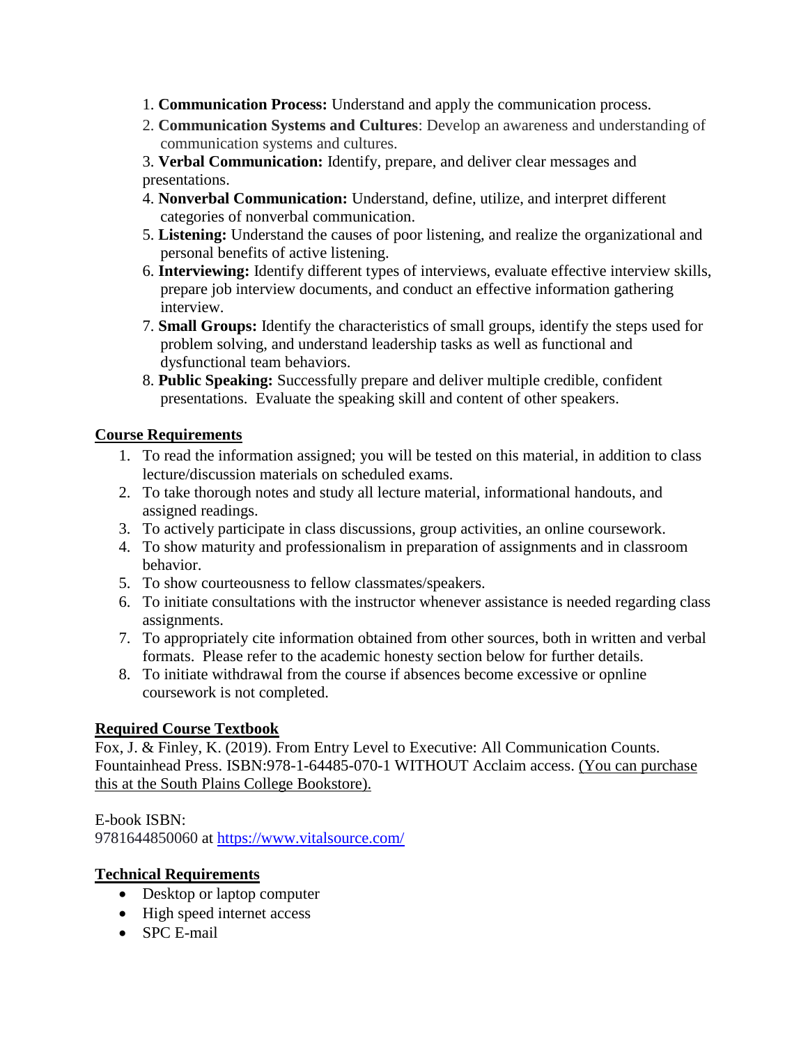1. **Communication Process:** Understand and apply the communication process.
2. **Communication Systems and Cultures**: Develop an awareness and understanding of communication systems and cultures.
3. **Verbal Communication:** Identify, prepare, and deliver clear messages and presentations.
4. **Nonverbal Communication:** Understand, define, utilize, and interpret different categories of nonverbal communication.
5. **Listening:** Understand the causes of poor listening, and realize the organizational and personal benefits of active listening.
6. **Interviewing:** Identify different types of interviews, evaluate effective interview skills, prepare job interview documents, and conduct an effective information gathering interview.
7. **Small Groups:** Identify the characteristics of small groups, identify the steps used for problem solving, and understand leadership tasks as well as functional and dysfunctional team behaviors.
8. **Public Speaking:** Successfully prepare and deliver multiple credible, confident presentations. Evaluate the speaking skill and content of other speakers.

## Course Requirements

1. To read the information assigned; you will be tested on this material, in addition to class lecture/discussion materials on scheduled exams.
2. To take thorough notes and study all lecture material, informational handouts, and assigned readings.
3. To actively participate in class discussions, group activities, an online coursework.
4. To show maturity and professionalism in preparation of assignments and in classroom behavior.
5. To show courteousness to fellow classmates/speakers.
6. To initiate consultations with the instructor whenever assistance is needed regarding class assignments.
7. To appropriately cite information obtained from other sources, both in written and verbal formats. Please refer to the academic honesty section below for further details.
8. To initiate withdrawal from the course if absences become excessive or opnline coursework is not completed.

## Required Course Textbook

Fox, J. & Finley, K. (2019). From Entry Level to Executive: All Communication Counts. Fountainhead Press. ISBN:978-1-64485-070-1 WITHOUT Acclaim access. (You can purchase this at the South Plains College Bookstore).

E-book ISBN:
9781644850060 at https://www.vitalsource.com/

## Technical Requirements

- Desktop or laptop computer
- High speed internet access
- SPC E-mail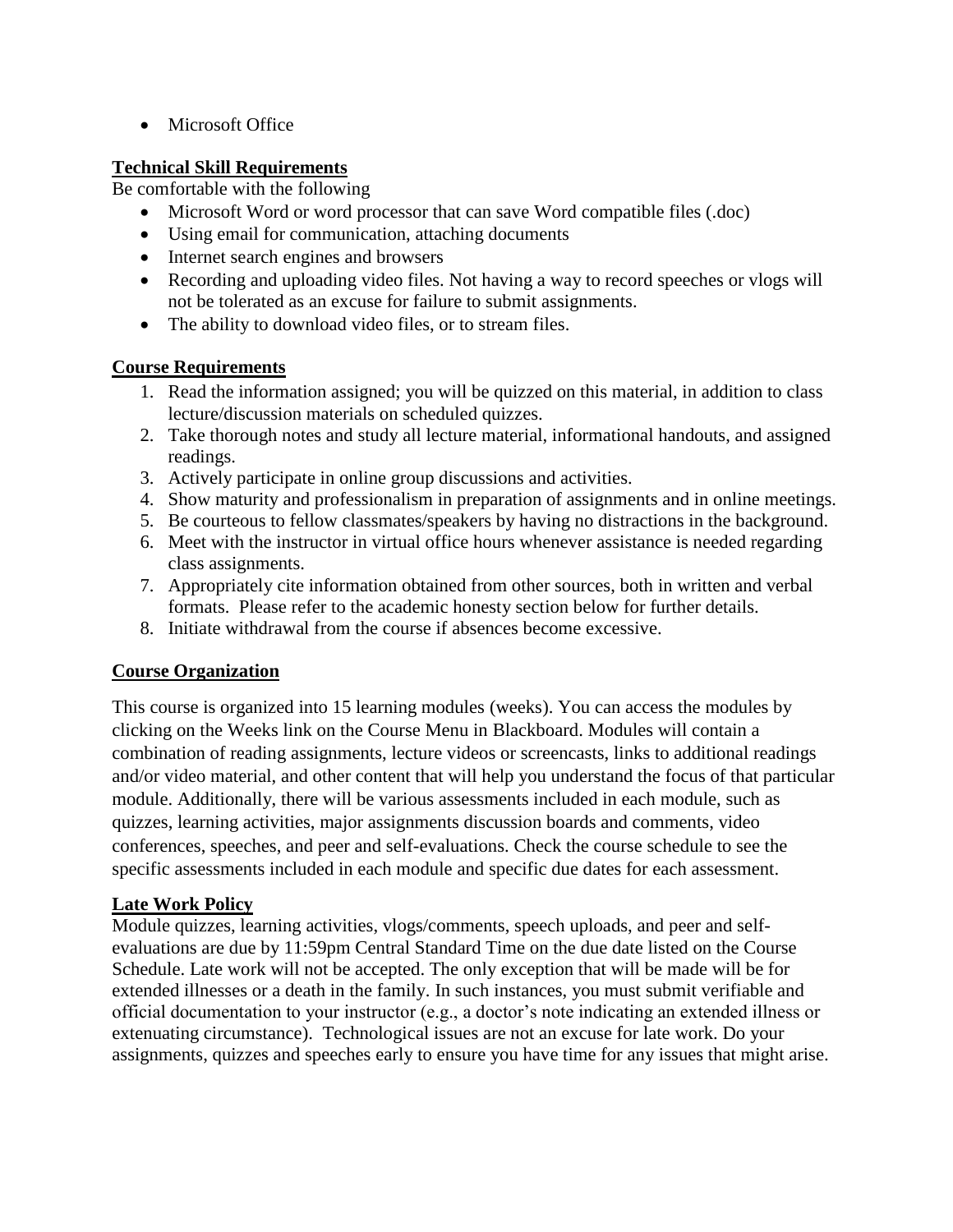- Microsoft Office

**Technical Skill Requirements**

Be comfortable with the following

- Microsoft Word or word processor that can save Word compatible files (.doc)
- Using email for communication, attaching documents
- Internet search engines and browsers
- Recording and uploading video files. Not having a way to record speeches or vlogs will not be tolerated as an excuse for failure to submit assignments.
- The ability to download video files, or to stream files.

**Course Requirements**

1. Read the information assigned; you will be quizzed on this material, in addition to class lecture/discussion materials on scheduled quizzes.
2. Take thorough notes and study all lecture material, informational handouts, and assigned readings.
3. Actively participate in online group discussions and activities.
4. Show maturity and professionalism in preparation of assignments and in online meetings.
5. Be courteous to fellow classmates/speakers by having no distractions in the background.
6. Meet with the instructor in virtual office hours whenever assistance is needed regarding class assignments.
7. Appropriately cite information obtained from other sources, both in written and verbal formats. Please refer to the academic honesty section below for further details.
8. Initiate withdrawal from the course if absences become excessive.

**Course Organization**

This course is organized into 15 learning modules (weeks). You can access the modules by clicking on the Weeks link on the Course Menu in Blackboard. Modules will contain a combination of reading assignments, lecture videos or screencasts, links to additional readings and/or video material, and other content that will help you understand the focus of that particular module. Additionally, there will be various assessments included in each module, such as quizzes, learning activities, major assignments discussion boards and comments, video conferences, speeches, and peer and self-evaluations. Check the course schedule to see the specific assessments included in each module and specific due dates for each assessment.

**Late Work Policy**

Module quizzes, learning activities, vlogs/comments, speech uploads, and peer and self-evaluations are due by 11:59pm Central Standard Time on the due date listed on the Course Schedule. Late work will not be accepted. The only exception that will be made will be for extended illnesses or a death in the family. In such instances, you must submit verifiable and official documentation to your instructor (e.g., a doctor's note indicating an extended illness or extenuating circumstance). Technological issues are not an excuse for late work. Do your assignments, quizzes and speeches early to ensure you have time for any issues that might arise.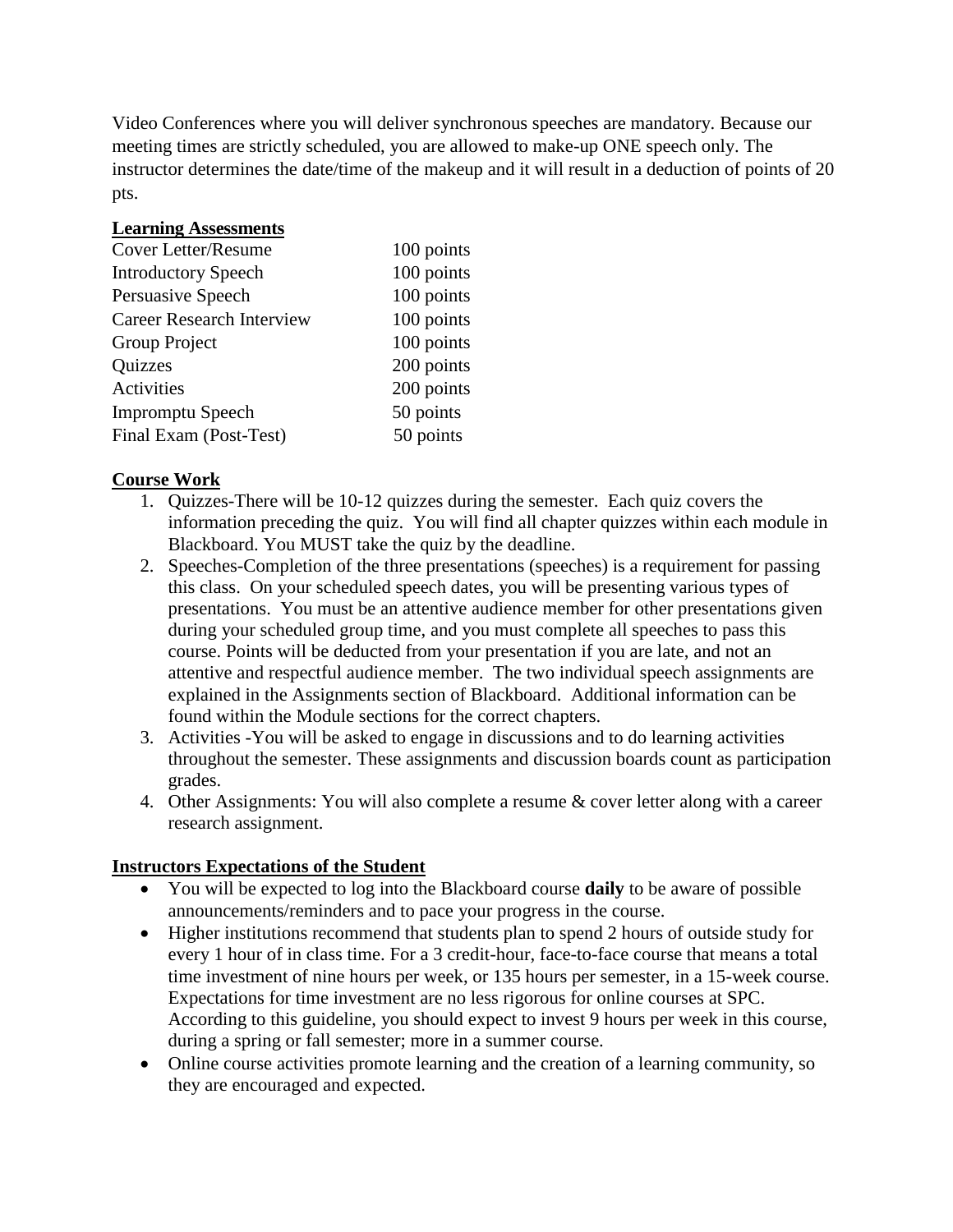Video Conferences where you will deliver synchronous speeches are mandatory. Because our meeting times are strictly scheduled, you are allowed to make-up ONE speech only. The instructor determines the date/time of the makeup and it will result in a deduction of points of 20 pts.

**Learning Assessments**

| | |
|---|---|
| Cover Letter/Resume | 100 points |
| Introductory Speech | 100 points |
| Persuasive Speech | 100 points |
| Career Research Interview | 100 points |
| Group Project | 100 points |
| Quizzes | 200 points |
| Activities | 200 points |
| Impromptu Speech | 50 points |
| Final Exam (Post-Test) | 50 points |

**Course Work**

1. Quizzes-There will be 10-12 quizzes during the semester. Each quiz covers the information preceding the quiz. You will find all chapter quizzes within each module in Blackboard. You MUST take the quiz by the deadline.
2. Speeches-Completion of the three presentations (speeches) is a requirement for passing this class. On your scheduled speech dates, you will be presenting various types of presentations. You must be an attentive audience member for other presentations given during your scheduled group time, and you must complete all speeches to pass this course. Points will be deducted from your presentation if you are late, and not an attentive and respectful audience member. The two individual speech assignments are explained in the Assignments section of Blackboard. Additional information can be found within the Module sections for the correct chapters.
3. Activities -You will be asked to engage in discussions and to do learning activities throughout the semester. These assignments and discussion boards count as participation grades.
4. Other Assignments: You will also complete a resume & cover letter along with a career research assignment.

**Instructors Expectations of the Student**

- You will be expected to log into the Blackboard course **daily** to be aware of possible announcements/reminders and to pace your progress in the course.
- Higher institutions recommend that students plan to spend 2 hours of outside study for every 1 hour of in class time. For a 3 credit-hour, face-to-face course that means a total time investment of nine hours per week, or 135 hours per semester, in a 15-week course. Expectations for time investment are no less rigorous for online courses at SPC. According to this guideline, you should expect to invest 9 hours per week in this course, during a spring or fall semester; more in a summer course.
- Online course activities promote learning and the creation of a learning community, so they are encouraged and expected.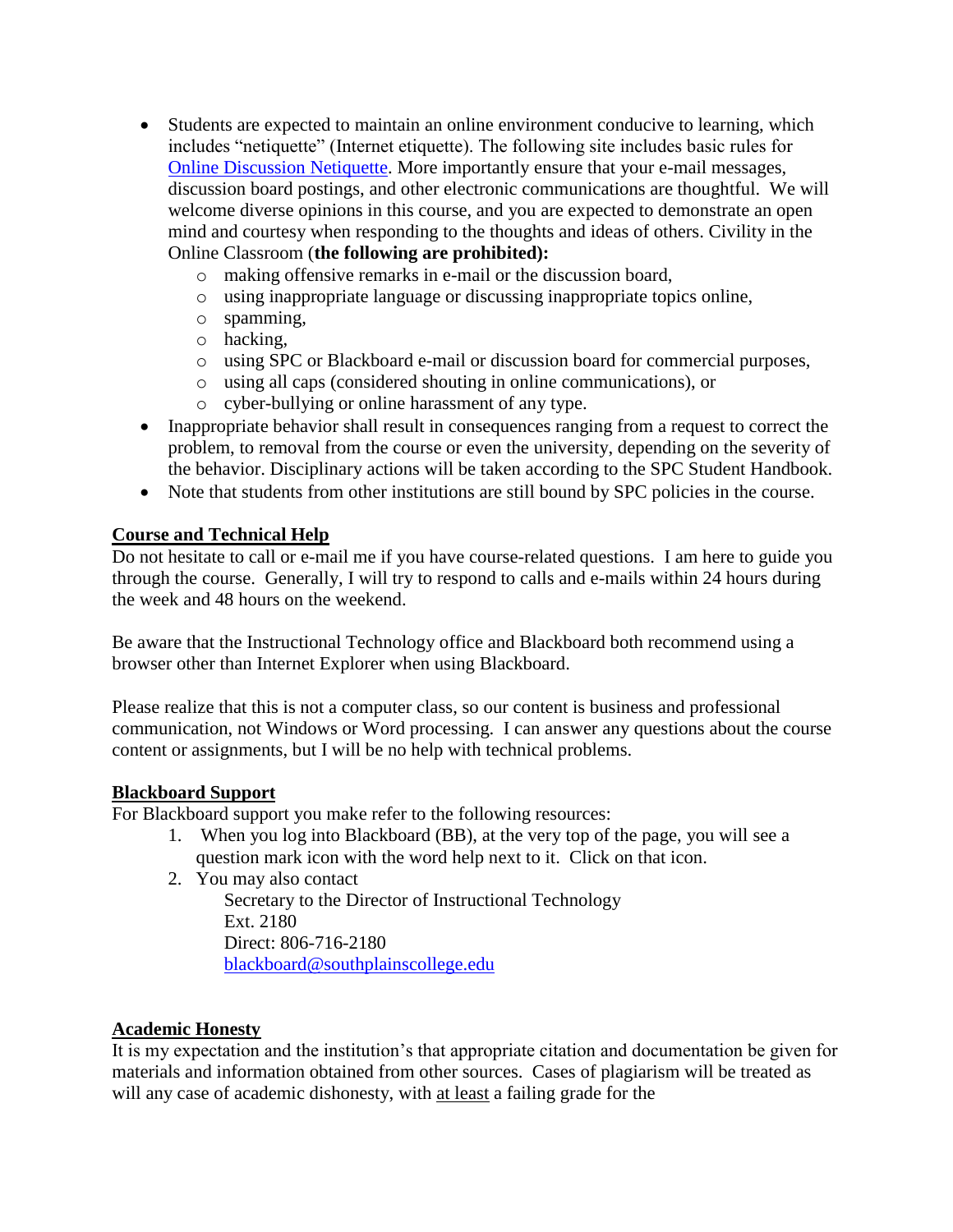- Students are expected to maintain an online environment conducive to learning, which includes "netiquette" (Internet etiquette). The following site includes basic rules for Online Discussion Netiquette. More importantly ensure that your e-mail messages, discussion board postings, and other electronic communications are thoughtful. We will welcome diverse opinions in this course, and you are expected to demonstrate an open mind and courtesy when responding to the thoughts and ideas of others. Civility in the Online Classroom (**the following are prohibited):**
  - making offensive remarks in e-mail or the discussion board,
  - using inappropriate language or discussing inappropriate topics online,
  - spamming,
  - hacking,
  - using SPC or Blackboard e-mail or discussion board for commercial purposes,
  - using all caps (considered shouting in online communications), or
  - cyber-bullying or online harassment of any type.
- Inappropriate behavior shall result in consequences ranging from a request to correct the problem, to removal from the course or even the university, depending on the severity of the behavior. Disciplinary actions will be taken according to the SPC Student Handbook.
- Note that students from other institutions are still bound by SPC policies in the course.

## Course and Technical Help

Do not hesitate to call or e-mail me if you have course-related questions. I am here to guide you through the course. Generally, I will try to respond to calls and e-mails within 24 hours during the week and 48 hours on the weekend.

Be aware that the Instructional Technology office and Blackboard both recommend using a browser other than Internet Explorer when using Blackboard.

Please realize that this is not a computer class, so our content is business and professional communication, not Windows or Word processing. I can answer any questions about the course content or assignments, but I will be no help with technical problems.

## Blackboard Support

For Blackboard support you make refer to the following resources:

1. When you log into Blackboard (BB), at the very top of the page, you will see a question mark icon with the word help next to it. Click on that icon.
2. You may also contact

   Secretary to the Director of Instructional Technology
   Ext. 2180
   Direct: 806-716-2180
   blackboard@southplainscollege.edu

## Academic Honesty

It is my expectation and the institution's that appropriate citation and documentation be given for materials and information obtained from other sources. Cases of plagiarism will be treated as will any case of academic dishonesty, with at least a failing grade for the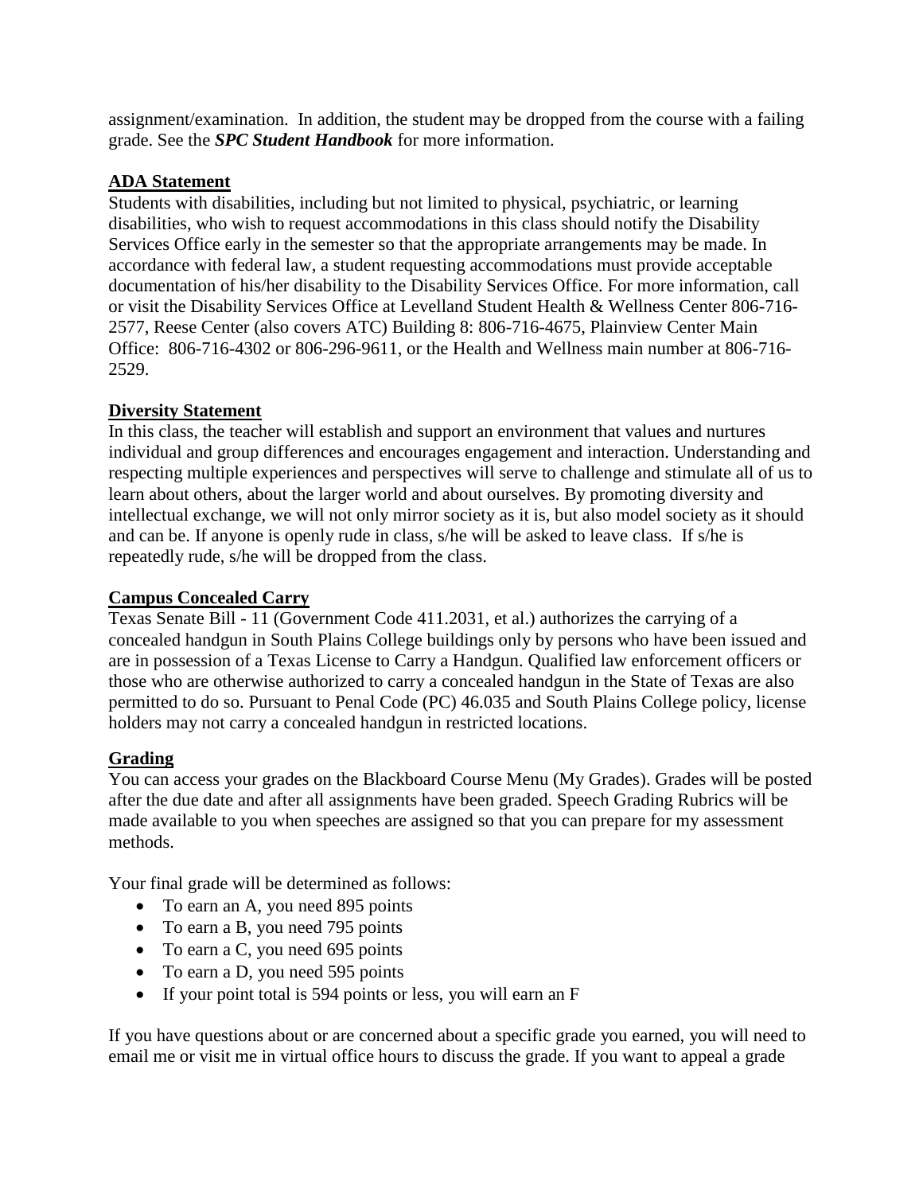assignment/examination. In addition, the student may be dropped from the course with a failing grade. See the ***SPC Student Handbook*** for more information.

**ADA Statement**

Students with disabilities, including but not limited to physical, psychiatric, or learning disabilities, who wish to request accommodations in this class should notify the Disability Services Office early in the semester so that the appropriate arrangements may be made. In accordance with federal law, a student requesting accommodations must provide acceptable documentation of his/her disability to the Disability Services Office. For more information, call or visit the Disability Services Office at Levelland Student Health & Wellness Center 806-716-2577, Reese Center (also covers ATC) Building 8: 806-716-4675, Plainview Center Main Office: 806-716-4302 or 806-296-9611, or the Health and Wellness main number at 806-716-2529.

**Diversity Statement**

In this class, the teacher will establish and support an environment that values and nurtures individual and group differences and encourages engagement and interaction. Understanding and respecting multiple experiences and perspectives will serve to challenge and stimulate all of us to learn about others, about the larger world and about ourselves. By promoting diversity and intellectual exchange, we will not only mirror society as it is, but also model society as it should and can be. If anyone is openly rude in class, s/he will be asked to leave class. If s/he is repeatedly rude, s/he will be dropped from the class.

**Campus Concealed Carry**

Texas Senate Bill - 11 (Government Code 411.2031, et al.) authorizes the carrying of a concealed handgun in South Plains College buildings only by persons who have been issued and are in possession of a Texas License to Carry a Handgun. Qualified law enforcement officers or those who are otherwise authorized to carry a concealed handgun in the State of Texas are also permitted to do so. Pursuant to Penal Code (PC) 46.035 and South Plains College policy, license holders may not carry a concealed handgun in restricted locations.

**Grading**

You can access your grades on the Blackboard Course Menu (My Grades). Grades will be posted after the due date and after all assignments have been graded. Speech Grading Rubrics will be made available to you when speeches are assigned so that you can prepare for my assessment methods.

Your final grade will be determined as follows:

- To earn an A, you need 895 points
- To earn a B, you need 795 points
- To earn a C, you need 695 points
- To earn a D, you need 595 points
- If your point total is 594 points or less, you will earn an F

If you have questions about or are concerned about a specific grade you earned, you will need to email me or visit me in virtual office hours to discuss the grade. If you want to appeal a grade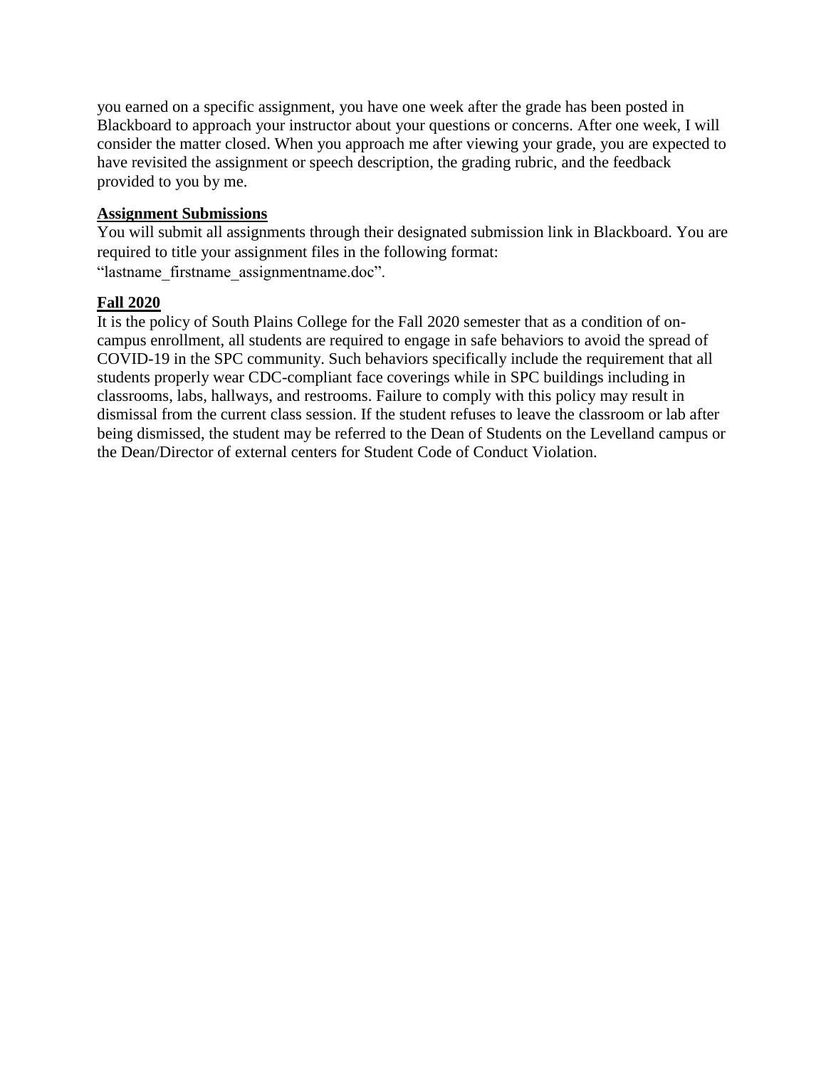you earned on a specific assignment, you have one week after the grade has been posted in Blackboard to approach your instructor about your questions or concerns. After one week, I will consider the matter closed. When you approach me after viewing your grade, you are expected to have revisited the assignment or speech description, the grading rubric, and the feedback provided to you by me.

**Assignment Submissions**

You will submit all assignments through their designated submission link in Blackboard. You are required to title your assignment files in the following format: "lastname_firstname_assignmentname.doc".

**Fall 2020**

It is the policy of South Plains College for the Fall 2020 semester that as a condition of on-campus enrollment, all students are required to engage in safe behaviors to avoid the spread of COVID-19 in the SPC community. Such behaviors specifically include the requirement that all students properly wear CDC-compliant face coverings while in SPC buildings including in classrooms, labs, hallways, and restrooms. Failure to comply with this policy may result in dismissal from the current class session. If the student refuses to leave the classroom or lab after being dismissed, the student may be referred to the Dean of Students on the Levelland campus or the Dean/Director of external centers for Student Code of Conduct Violation.